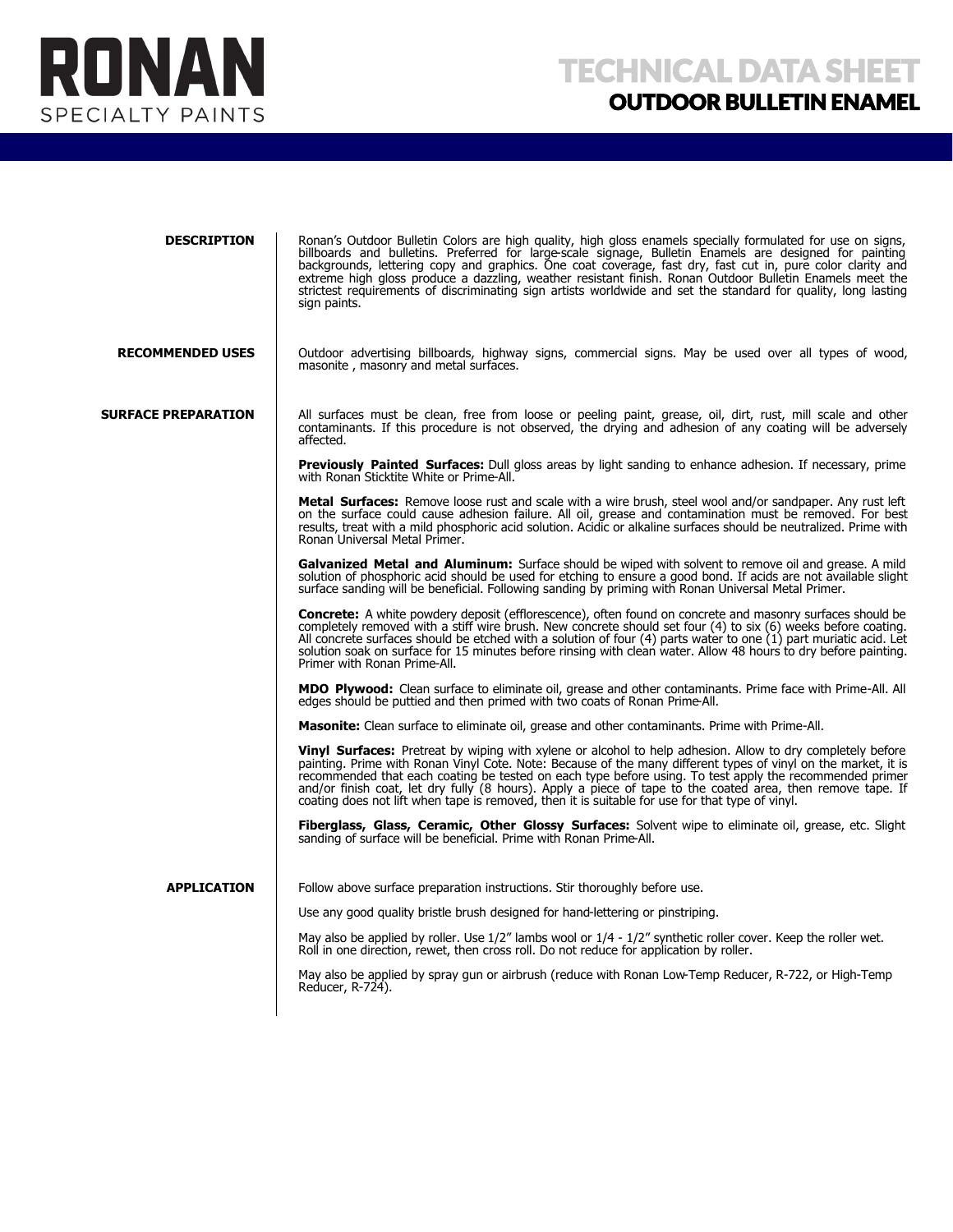# RONAN SPECIALTY PAINTS

# TECHNICAL DATA SHEET

## OUTDOOR BULLETIN ENAMEL

### DESCRIPTION

Ronan's Outdoor Bulletin Colors are high quality, high gloss enamels specially formulated for use on signs, billboards and bulletins. Preferred for large-scale signage, Bulletin Enamels are designed for painting backgrounds, lettering copy and graphics. One coat coverage, fast dry, fast cut in, pure color clarity and extreme high gloss produce a dazzling, weather resistant finish. Ronan Outdoor Bulletin Enamels meet the strictest requirements of discriminating sign artists worldwide and set the standard for quality, long lasting sign paints.

### RECOMMENDED USES

Outdoor advertising billboards, highway signs, commercial signs. May be used over all types of wood, masonite , masonry and metal surfaces.

### SURFACE PREPARATION

All surfaces must be clean, free from loose or peeling paint, grease, oil, dirt, rust, mill scale and other contaminants. If this procedure is not observed, the drying and adhesion of any coating will be adversely affected.

**Previously Painted Surfaces:** Dull gloss areas by light sanding to enhance adhesion. If necessary, prime with Ronan Sticktite White or Prime-All.

**Metal Surfaces:** Remove loose rust and scale with a wire brush, steel wool and/or sandpaper. Any rust left on the surface could cause adhesion failure. All oil, grease and contamination must be removed. For best results, treat with a mild phosphoric acid solution. Acidic or alkaline surfaces should be neutralized. Prime with Ronan Universal Metal Primer.

**Galvanized Metal and Aluminum:** Surface should be wiped with solvent to remove oil and grease. A mild solution of phosphoric acid should be used for etching to ensure a good bond. If acids are not available slight surface sanding will be beneficial. Following sanding by priming with Ronan Universal Metal Primer.

**Concrete:** A white powdery deposit (efflorescence), often found on concrete and masonry surfaces should be completely removed with a stiff wire brush. New concrete should set four (4) to six (6) weeks before coating. All concrete surfaces should be etched with a solution of four (4) parts water to one (1) part muriatic acid. Let solution soak on surface for 15 minutes before rinsing with clean water. Allow 48 hours to dry before painting. Primer with Ronan Prime-All.

**MDO Plywood:** Clean surface to eliminate oil, grease and other contaminants. Prime face with Prime-All. All edges should be puttied and then primed with two coats of Ronan Prime-All.

**Masonite:** Clean surface to eliminate oil, grease and other contaminants. Prime with Prime-All.

**Vinyl Surfaces:** Pretreat by wiping with xylene or alcohol to help adhesion. Allow to dry completely before painting. Prime with Ronan Vinyl Cote. Note: Because of the many different types of vinyl on the market, it is recommended that each coating be tested on each type before using. To test apply the recommended primer and/or finish coat, let dry fully (8 hours). Apply a piece of tape to the coated area, then remove tape. If coating does not lift when tape is removed, then it is suitable for use for that type of vinyl.

**Fiberglass, Glass, Ceramic, Other Glossy Surfaces:** Solvent wipe to eliminate oil, grease, etc. Slight sanding of surface will be beneficial. Prime with Ronan Prime-All.

### APPLICATION

Follow above surface preparation instructions. Stir thoroughly before use.

Use any good quality bristle brush designed for hand-lettering or pinstriping.

May also be applied by roller. Use 1/2" lambs wool or 1/4 - 1/2" synthetic roller cover. Keep the roller wet. Roll in one direction, rewet, then cross roll. Do not reduce for application by roller.

May also be applied by spray gun or airbrush (reduce with Ronan Low-Temp Reducer, R-722, or High-Temp Reducer, R-724).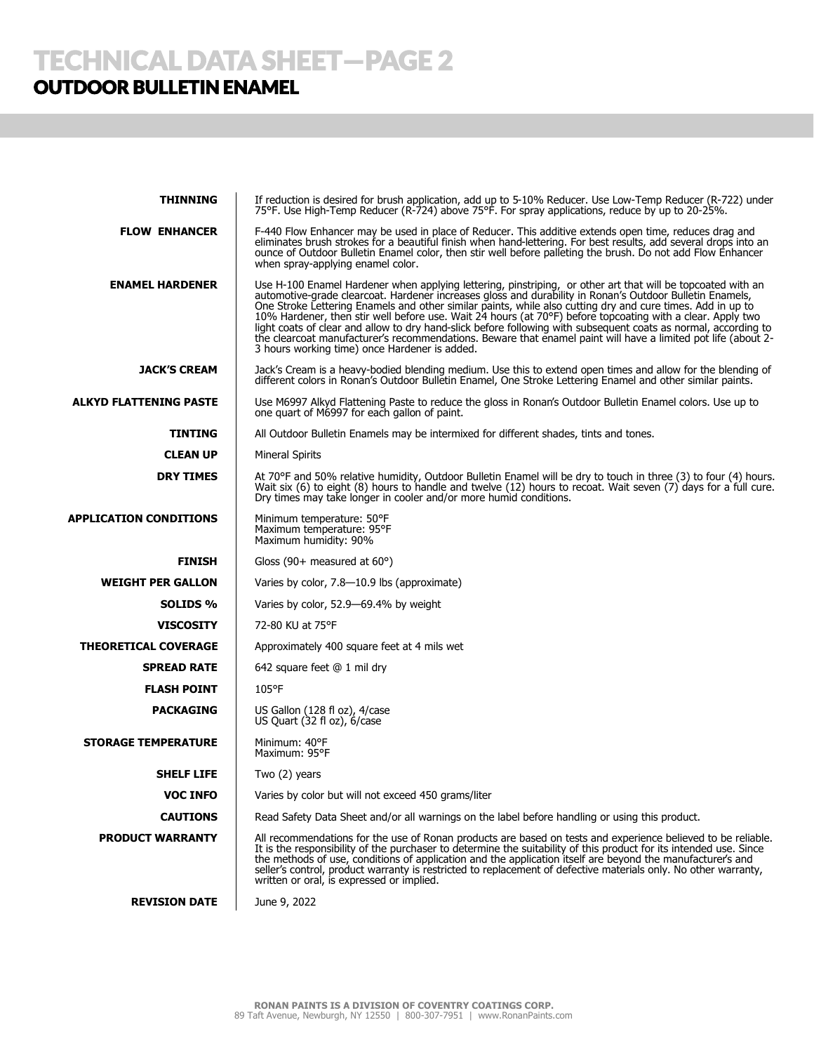# TECHNICAL DATA SHEET—PAGE 2

## OUTDOOR BULLETIN ENAMEL

| | |
|---|---|
| **THINNING** | If reduction is desired for brush application, add up to 5-10% Reducer. Use Low-Temp Reducer (R-722) under 75°F. Use High-Temp Reducer (R-724) above 75°F. For spray applications, reduce by up to 20-25%. |
| **FLOW ENHANCER** | F-440 Flow Enhancer may be used in place of Reducer. This additive extends open time, reduces drag and eliminates brush strokes for a beautiful finish when hand-lettering. For best results, add several drops into an ounce of Outdoor Bulletin Enamel color, then stir well before palleting the brush. Do not add Flow Enhancer when spray-applying enamel color. |
| **ENAMEL HARDENER** | Use H-100 Enamel Hardener when applying lettering, pinstriping, or other art that will be topcoated with an automotive-grade clearcoat. Hardener increases gloss and durability in Ronan's Outdoor Bulletin Enamels, One Stroke Lettering Enamels and other similar paints, while also cutting dry and cure times. Add in up to 10% Hardener, then stir well before use. Wait 24 hours (at 70°F) before topcoating with a clear. Apply two light coats of clear and allow to dry hand-slick before following with subsequent coats as normal, according to the clearcoat manufacturer's recommendations. Beware that enamel paint will have a limited pot life (about 2-3 hours working time) once Hardener is added. |
| **JACK'S CREAM** | Jack's Cream is a heavy-bodied blending medium. Use this to extend open times and allow for the blending of different colors in Ronan's Outdoor Bulletin Enamel, One Stroke Lettering Enamel and other similar paints. |
| **ALKYD FLATTENING PASTE** | Use M6997 Alkyd Flattening Paste to reduce the gloss in Ronan's Outdoor Bulletin Enamel colors. Use up to one quart of M6997 for each gallon of paint. |
| **TINTING** | All Outdoor Bulletin Enamels may be intermixed for different shades, tints and tones. |
| **CLEAN UP** | Mineral Spirits |
| **DRY TIMES** | At 70°F and 50% relative humidity, Outdoor Bulletin Enamel will be dry to touch in three (3) to four (4) hours. Wait six (6) to eight (8) hours to handle and twelve (12) hours to recoat. Wait seven (7) days for a full cure. Dry times may take longer in cooler and/or more humid conditions. |
| **APPLICATION CONDITIONS** | Minimum temperature: 50°F<br>Maximum temperature: 95°F<br>Maximum humidity: 90% |
| **FINISH** | Gloss (90+ measured at 60°) |
| **WEIGHT PER GALLON** | Varies by color, 7.8—10.9 lbs (approximate) |
| **SOLIDS %** | Varies by color, 52.9—69.4% by weight |
| **VISCOSITY** | 72-80 KU at 75°F |
| **THEORETICAL COVERAGE** | Approximately 400 square feet at 4 mils wet |
| **SPREAD RATE** | 642 square feet @ 1 mil dry |
| **FLASH POINT** | 105°F |
| **PACKAGING** | US Gallon (128 fl oz), 4/case<br>US Quart (32 fl oz), 6/case |
| **STORAGE TEMPERATURE** | Minimum: 40°F<br>Maximum: 95°F |
| **SHELF LIFE** | Two (2) years |
| **VOC INFO** | Varies by color but will not exceed 450 grams/liter |
| **CAUTIONS** | Read Safety Data Sheet and/or all warnings on the label before handling or using this product. |
| **PRODUCT WARRANTY** | All recommendations for the use of Ronan products are based on tests and experience believed to be reliable. It is the responsibility of the purchaser to determine the suitability of this product for its intended use. Since the methods of use, conditions of application and the application itself are beyond the manufacturer's and seller's control, product warranty is restricted to replacement of defective materials only. No other warranty, written or oral, is expressed or implied. |
| **REVISION DATE** | June 9, 2022 |

**RONAN PAINTS IS A DIVISION OF COVENTRY COATINGS CORP.**
89 Taft Avenue, Newburgh, NY 12550 | 800-307-7951 | www.RonanPaints.com